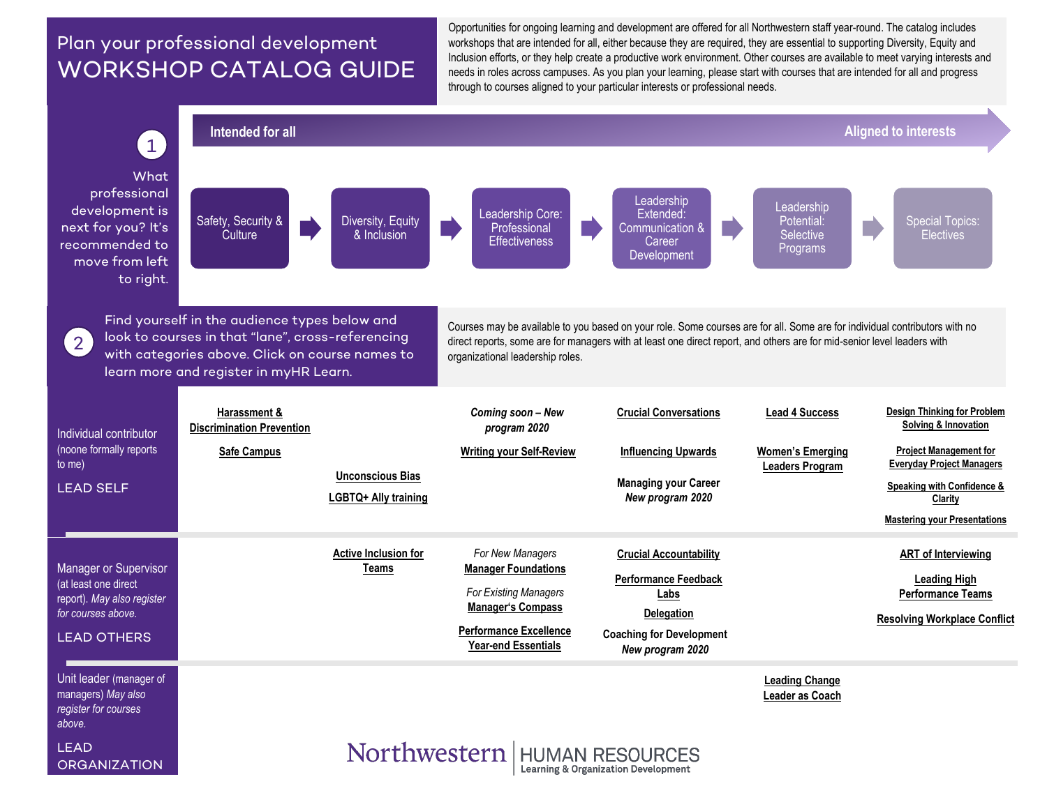# Plan your professional development WORKSHOP CATALOG GUIDE

Opportunities for ongoing learning and development are offered for all Northwestern staff year-round. The catalog includes workshops that are intended for all, either because they are required, they are essential to supporting Diversity, Equity and Inclusion efforts, or they help create a productive work environment. Other courses are available to meet varying interests and needs in roles across campuses. As you plan your learning, please start with courses that are intended for all and progress through to courses aligned to your particular interests or professional needs.

## 1

What professional development is next for you? It's recommended to move from left to right.

**Intended for all** → **Aligned to interests**

Safety, Security & Culture → Diversity, Equity & Inclusion → Leadership Core: Professional Effectiveness → Leadership Extended: Communication & Career Development → Leadership Potential: Selective Programs → Special Topics: Electives

## 2

Find yourself in the audience types below and look to courses in that "lane", cross-referencing with categories above. Click on course names to learn more and register in myHR Learn.

Courses may be available to you based on your role. Some courses are for all. Some are for individual contributors with no direct reports, some are for managers with at least one direct report, and others are for mid-senior level leaders with organizational leadership roles.

| Audience | Safety, Security & Culture | Diversity, Equity & Inclusion | Leadership Core: Professional Effectiveness | Leadership Extended: Communication & Career Development | Leadership Potential: Selective Programs | Special Topics: Electives |
|---|---|---|---|---|---|---|
| Individual contributor (noone formally reports to me) LEAD SELF | Harassment & Discrimination Prevention<br>Safe Campus | Unconscious Bias<br>LGBTQ+ Ally training | *Coming soon – New program 2020*<br>Writing your Self-Review | Crucial Conversations<br>Influencing Upwards<br>Managing your Career *New program 2020* | Lead 4 Success<br>Women's Emerging Leaders Program | Design Thinking for Problem Solving & Innovation<br>Project Management for Everyday Project Managers<br>Speaking with Confidence & Clarity<br>Mastering your Presentations |
| Manager or Supervisor (at least one direct report). *May also register for courses above.* LEAD OTHERS | | Active Inclusion for Teams | *For New Managers* Manager Foundations<br>*For Existing Managers* Manager's Compass<br>Performance Excellence Year-end Essentials | Crucial Accountability<br>Performance Feedback Labs<br>Delegation<br>Coaching for Development *New program 2020* | | ART of Interviewing<br>Leading High Performance Teams<br>Resolving Workplace Conflict |
| Unit leader (manager of managers) *May also register for courses above.* LEAD ORGANIZATION | | | | | Leading Change<br>Leader as Coach | |

Northwestern | HUMAN RESOURCES Learning & Organization Development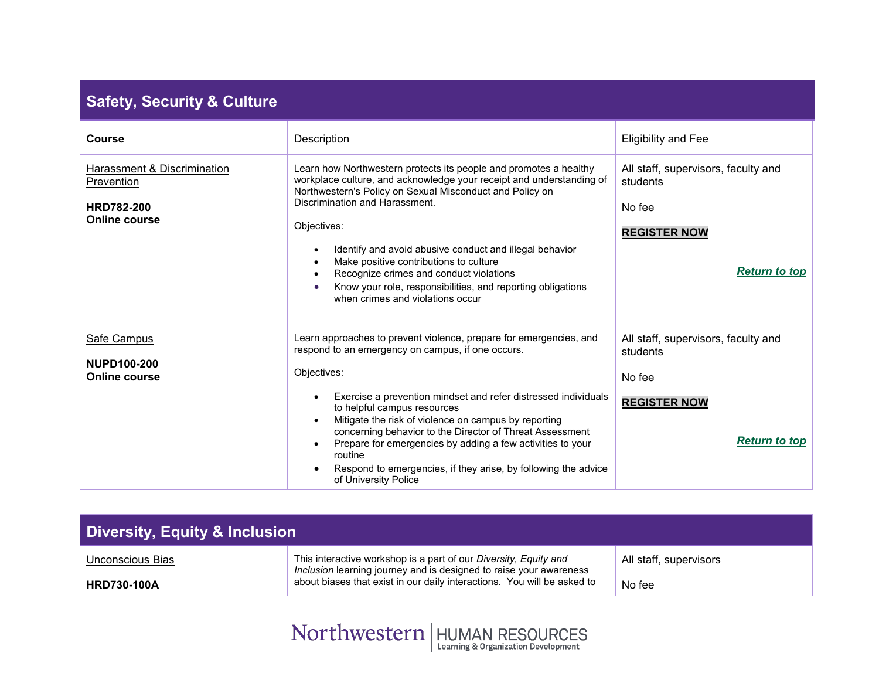## Safety, Security & Culture

| Course | Description | Eligibility and Fee |
|---|---|---|
| Harassment & Discrimination Prevention<br><br>**HRD782-200**<br>**Online course** | Learn how Northwestern protects its people and promotes a healthy workplace culture, and acknowledge your receipt and understanding of Northwestern's Policy on Sexual Misconduct and Policy on Discrimination and Harassment.<br><br>Objectives:<br><br>• Identify and avoid abusive conduct and illegal behavior<br>• Make positive contributions to culture<br>• Recognize crimes and conduct violations<br>• Know your role, responsibilities, and reporting obligations when crimes and violations occur | All staff, supervisors, faculty and students<br><br>No fee<br><br>**REGISTER NOW**<br><br>***Return to top*** |
| Safe Campus<br><br>**NUPD100-200**<br>**Online course** | Learn approaches to prevent violence, prepare for emergencies, and respond to an emergency on campus, if one occurs.<br><br>Objectives:<br><br>• Exercise a prevention mindset and refer distressed individuals to helpful campus resources<br>• Mitigate the risk of violence on campus by reporting concerning behavior to the Director of Threat Assessment<br>• Prepare for emergencies by adding a few activities to your routine<br>• Respond to emergencies, if they arise, by following the advice of University Police | All staff, supervisors, faculty and students<br><br>No fee<br><br>**REGISTER NOW**<br><br>***Return to top*** |

## Diversity, Equity & Inclusion

| | | |
|---|---|---|
| Unconscious Bias<br><br>**HRD730-100A** | This interactive workshop is a part of our *Diversity, Equity and Inclusion* learning journey and is designed to raise your awareness about biases that exist in our daily interactions. You will be asked to | All staff, supervisors<br><br>No fee |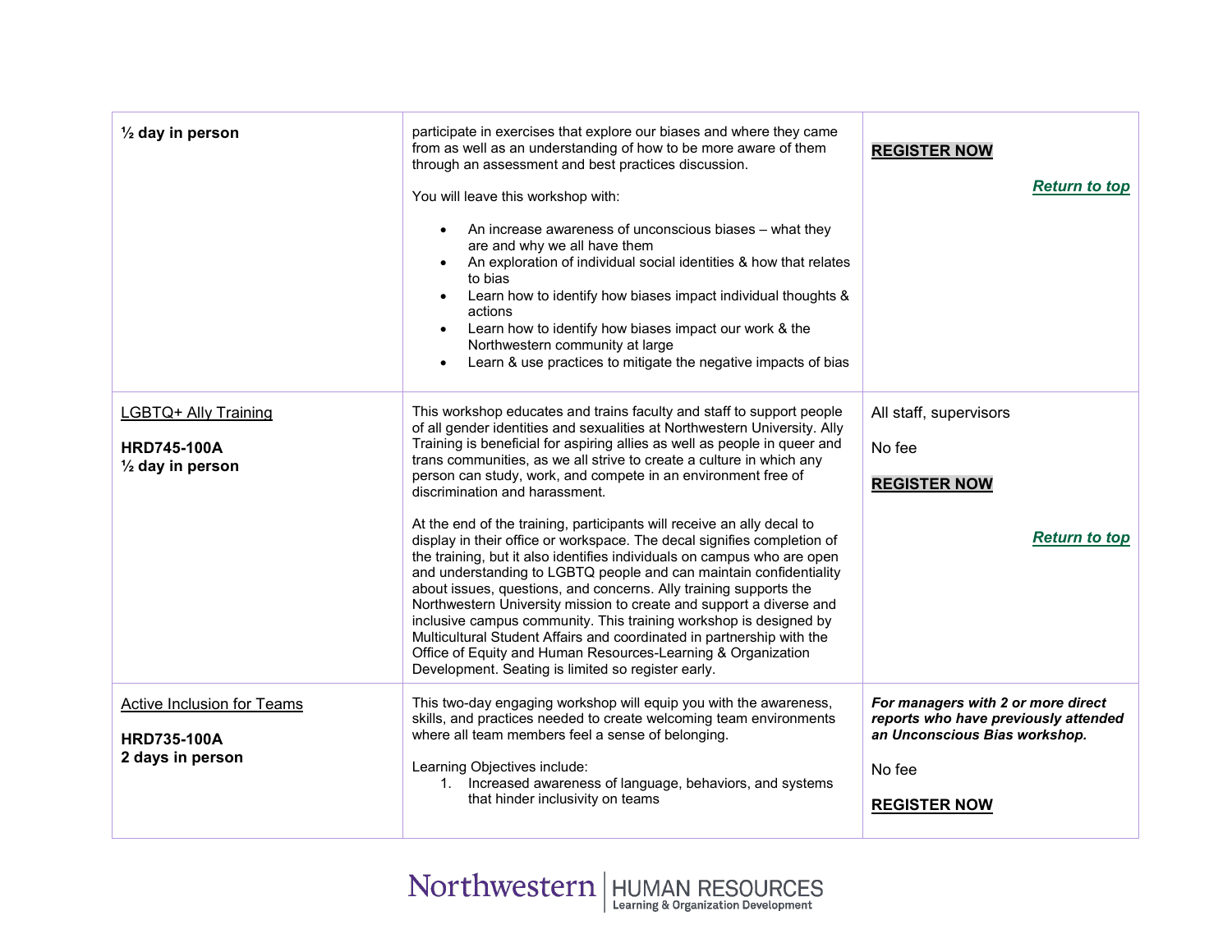| | | |
|---|---|---|
| **½ day in person** | participate in exercises that explore our biases and where they came from as well as an understanding of how to be more aware of them through an assessment and best practices discussion.<br><br>You will leave this workshop with:<br><br>• An increase awareness of unconscious biases – what they are and why we all have them<br>• An exploration of individual social identities & how that relates to bias<br>• Learn how to identify how biases impact individual thoughts & actions<br>• Learn how to identify how biases impact our work & the Northwestern community at large<br>• Learn & use practices to mitigate the negative impacts of bias | **REGISTER NOW**<br><br>***Return to top*** |
| LGBTQ+ Ally Training<br><br>**HRD745-100A**<br>**½ day in person** | This workshop educates and trains faculty and staff to support people of all gender identities and sexualities at Northwestern University. Ally Training is beneficial for aspiring allies as well as people in queer and trans communities, as we all strive to create a culture in which any person can study, work, and compete in an environment free of discrimination and harassment.<br><br>At the end of the training, participants will receive an ally decal to display in their office or workspace. The decal signifies completion of the training, but it also identifies individuals on campus who are open and understanding to LGBTQ people and can maintain confidentiality about issues, questions, and concerns. Ally training supports the Northwestern University mission to create and support a diverse and inclusive campus community. This training workshop is designed by Multicultural Student Affairs and coordinated in partnership with the Office of Equity and Human Resources-Learning & Organization Development. Seating is limited so register early. | All staff, supervisors<br><br>No fee<br><br>**REGISTER NOW**<br><br>***Return to top*** |
| Active Inclusion for Teams<br><br>**HRD735-100A**<br>**2 days in person** | This two-day engaging workshop will equip you with the awareness, skills, and practices needed to create welcoming team environments where all team members feel a sense of belonging.<br><br>Learning Objectives include:<br>1. Increased awareness of language, behaviors, and systems that hinder inclusivity on teams | ***For managers with 2 or more direct reports who have previously attended an Unconscious Bias workshop.***<br><br>No fee<br><br>**REGISTER NOW** |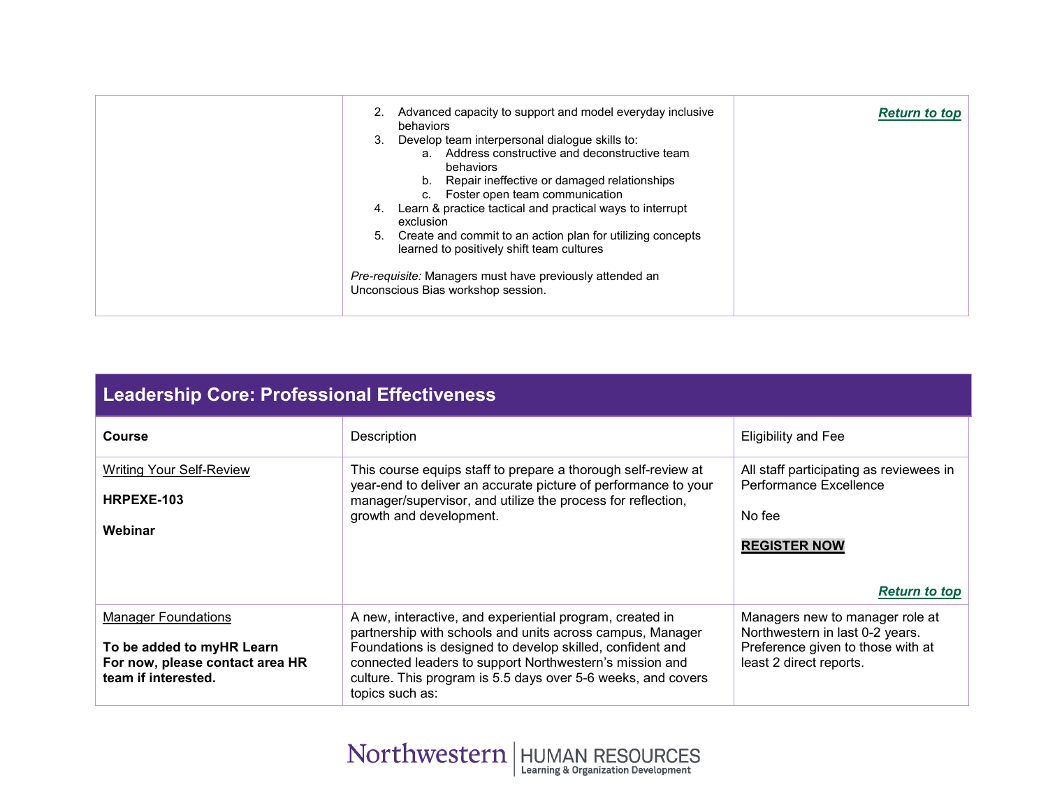| | | |
|---|---|---|
| | 2. Advanced capacity to support and model everyday inclusive behaviors<br>3. Develop team interpersonal dialogue skills to:<br>a. Address constructive and deconstructive team behaviors<br>b. Repair ineffective or damaged relationships<br>c. Foster open team communication<br>4. Learn & practice tactical and practical ways to interrupt exclusion<br>5. Create and commit to an action plan for utilizing concepts learned to positively shift team cultures<br><br>*Pre-requisite:* Managers must have previously attended an Unconscious Bias workshop session. | ***Return to top*** |

## Leadership Core: Professional Effectiveness

| **Course** | Description | Eligibility and Fee |
|---|---|---|
| Writing Your Self-Review<br><br>**HRPEXE-103**<br><br>**Webinar** | This course equips staff to prepare a thorough self-review at year-end to deliver an accurate picture of performance to your manager/supervisor, and utilize the process for reflection, growth and development. | All staff participating as reviewees in Performance Excellence<br><br>No fee<br><br>**REGISTER NOW**<br><br>***Return to top*** |
| Manager Foundations<br><br>**To be added to myHR Learn For now, please contact area HR team if interested.** | A new, interactive, and experiential program, created in partnership with schools and units across campus, Manager Foundations is designed to develop skilled, confident and connected leaders to support Northwestern's mission and culture. This program is 5.5 days over 5-6 weeks, and covers topics such as: | Managers new to manager role at Northwestern in last 0-2 years. Preference given to those with at least 2 direct reports. |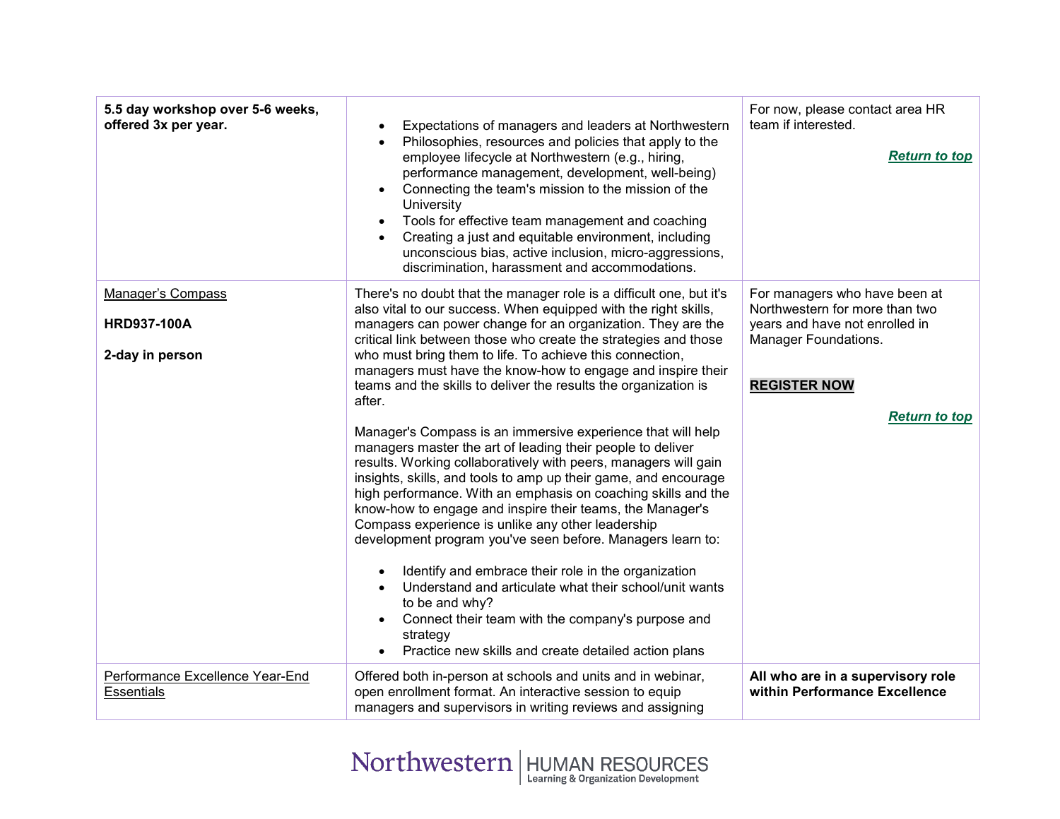| | | |
|---|---|---|
| **5.5 day workshop over 5-6 weeks, offered 3x per year.** | <ul><li>Expectations of managers and leaders at Northwestern</li><li>Philosophies, resources and policies that apply to the employee lifecycle at Northwestern (e.g., hiring, performance management, development, well-being)</li><li>Connecting the team's mission to the mission of the University</li><li>Tools for effective team management and coaching</li><li>Creating a just and equitable environment, including unconscious bias, active inclusion, micro-aggressions, discrimination, harassment and accommodations.</li></ul> | For now, please contact area HR team if interested.<br><br>***Return to top*** |
| Manager's Compass<br><br>**HRD937-100A**<br><br>**2-day in person** | There's no doubt that the manager role is a difficult one, but it's also vital to our success. When equipped with the right skills, managers can power change for an organization. They are the critical link between those who create the strategies and those who must bring them to life. To achieve this connection, managers must have the know-how to engage and inspire their teams and the skills to deliver the results the organization is after.<br><br>Manager's Compass is an immersive experience that will help managers master the art of leading their people to deliver results. Working collaboratively with peers, managers will gain insights, skills, and tools to amp up their game, and encourage high performance. With an emphasis on coaching skills and the know-how to engage and inspire their teams, the Manager's Compass experience is unlike any other leadership development program you've seen before. Managers learn to:<ul><li>Identify and embrace their role in the organization</li><li>Understand and articulate what their school/unit wants to be and why?</li><li>Connect their team with the company's purpose and strategy</li><li>Practice new skills and create detailed action plans</li></ul> | For managers who have been at Northwestern for more than two years and have not enrolled in Manager Foundations.<br><br>**REGISTER NOW**<br><br>***Return to top*** |
| Performance Excellence Year-End Essentials | Offered both in-person at schools and units and in webinar, open enrollment format. An interactive session to equip managers and supervisors in writing reviews and assigning | **All who are in a supervisory role within Performance Excellence** |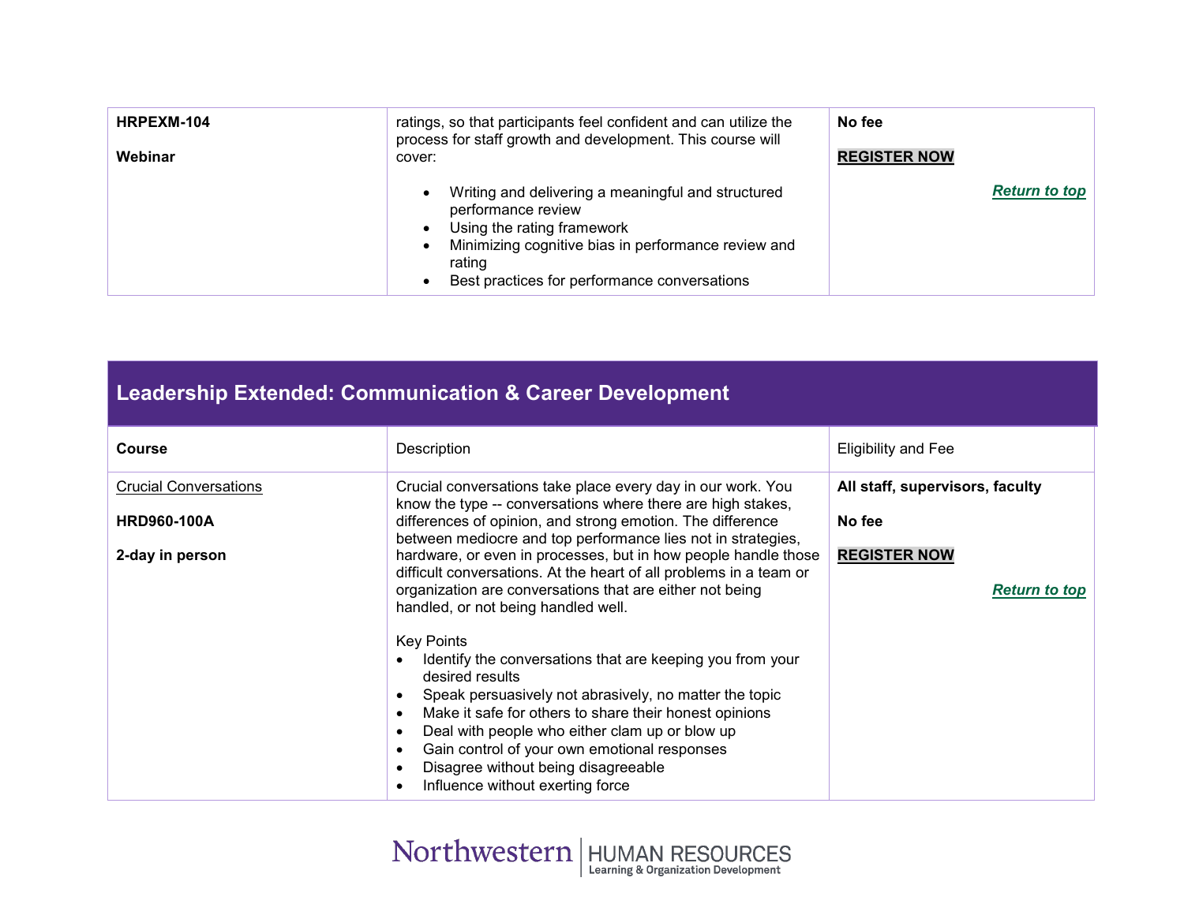| | | |
|---|---|---|
| **HRPEXM-104**<br><br>**Webinar** | ratings, so that participants feel confident and can utilize the process for staff growth and development. This course will cover:<br><br>• Writing and delivering a meaningful and structured performance review<br>• Using the rating framework<br>• Minimizing cognitive bias in performance review and rating<br>• Best practices for performance conversations | **No fee**<br><br>**REGISTER NOW**<br><br>***Return to top*** |

## Leadership Extended: Communication & Career Development

| Course | Description | Eligibility and Fee |
|---|---|---|
| Crucial Conversations<br><br>**HRD960-100A**<br><br>**2-day in person** | Crucial conversations take place every day in our work. You know the type -- conversations where there are high stakes, differences of opinion, and strong emotion. The difference between mediocre and top performance lies not in strategies, hardware, or even in processes, but in how people handle those difficult conversations. At the heart of all problems in a team or organization are conversations that are either not being handled, or not being handled well.<br><br>Key Points<br>• Identify the conversations that are keeping you from your desired results<br>• Speak persuasively not abrasively, no matter the topic<br>• Make it safe for others to share their honest opinions<br>• Deal with people who either clam up or blow up<br>• Gain control of your own emotional responses<br>• Disagree without being disagreeable<br>• Influence without exerting force | **All staff, supervisors, faculty**<br><br>**No fee**<br><br>**REGISTER NOW**<br><br>***Return to top*** |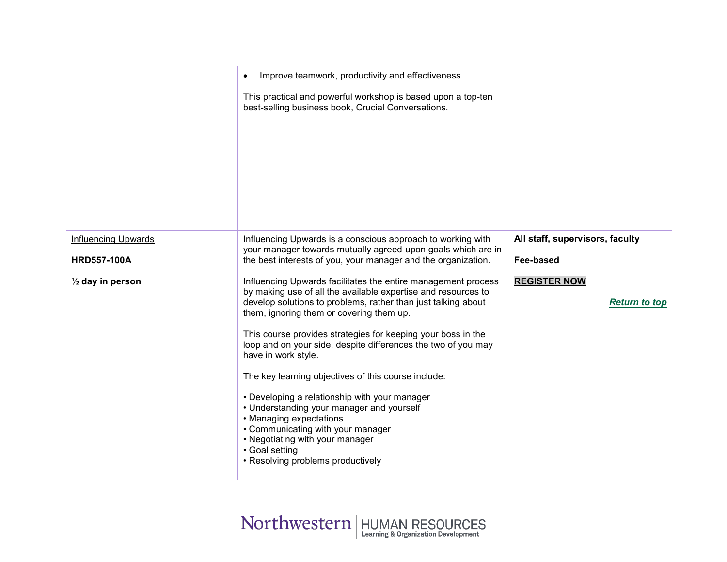| | | |
|---|---|---|
| | • Improve teamwork, productivity and effectiveness<br><br>This practical and powerful workshop is based upon a top-ten best-selling business book, Crucial Conversations. | |
| Influencing Upwards<br><br>**HRD557-100A**<br><br>**½ day in person** | Influencing Upwards is a conscious approach to working with your manager towards mutually agreed-upon goals which are in the best interests of you, your manager and the organization.<br><br>Influencing Upwards facilitates the entire management process by making use of all the available expertise and resources to develop solutions to problems, rather than just talking about them, ignoring them or covering them up.<br><br>This course provides strategies for keeping your boss in the loop and on your side, despite differences the two of you may have in work style.<br><br>The key learning objectives of this course include:<br><br>• Developing a relationship with your manager<br>• Understanding your manager and yourself<br>• Managing expectations<br>• Communicating with your manager<br>• Negotiating with your manager<br>• Goal setting<br>• Resolving problems productively | **All staff, supervisors, faculty**<br><br>**Fee-based**<br><br>**REGISTER NOW**<br><br>***Return to top*** |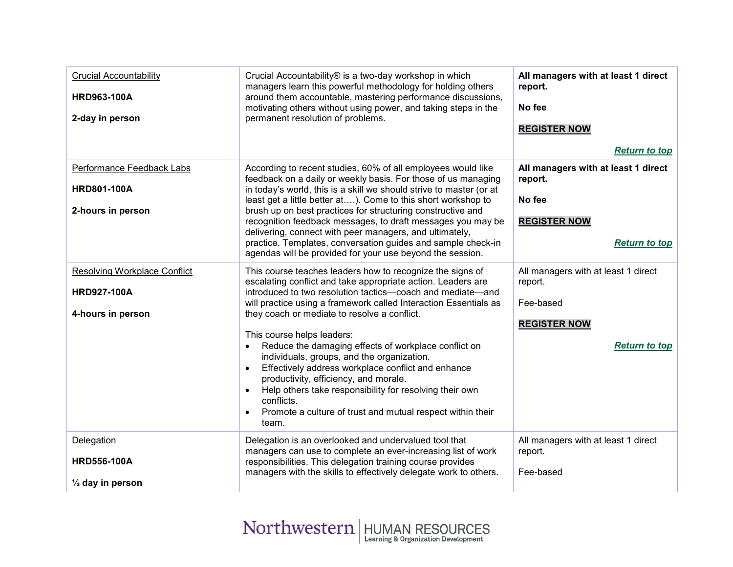| | | |
|---|---|---|
| Crucial Accountability<br><br>**HRD963-100A**<br><br>**2-day in person** | Crucial Accountability® is a two-day workshop in which managers learn this powerful methodology for holding others around them accountable, mastering performance discussions, motivating others without using power, and taking steps in the permanent resolution of problems. | **All managers with at least 1 direct report.**<br><br>**No fee**<br><br>**REGISTER NOW**<br><br>***Return to top*** |
| Performance Feedback Labs<br><br>**HRD801-100A**<br><br>**2-hours in person** | According to recent studies, 60% of all employees would like feedback on a daily or weekly basis. For those of us managing in today's world, this is a skill we should strive to master (or at least get a little better at….). Come to this short workshop to brush up on best practices for structuring constructive and recognition feedback messages, to draft messages you may be delivering, connect with peer managers, and ultimately, practice. Templates, conversation guides and sample check-in agendas will be provided for your use beyond the session. | **All managers with at least 1 direct report.**<br><br>**No fee**<br><br>**REGISTER NOW**<br><br>***Return to top*** |
| Resolving Workplace Conflict<br><br>**HRD927-100A**<br><br>**4-hours in person** | This course teaches leaders how to recognize the signs of escalating conflict and take appropriate action. Leaders are introduced to two resolution tactics—coach and mediate—and will practice using a framework called Interaction Essentials as they coach or mediate to resolve a conflict.<br><br>This course helps leaders:<br>• Reduce the damaging effects of workplace conflict on individuals, groups, and the organization.<br>• Effectively address workplace conflict and enhance productivity, efficiency, and morale.<br>• Help others take responsibility for resolving their own conflicts.<br>• Promote a culture of trust and mutual respect within their team. | All managers with at least 1 direct report.<br><br>Fee-based<br><br>**REGISTER NOW**<br><br>***Return to top*** |
| Delegation<br><br>**HRD556-100A**<br><br>**½ day in person** | Delegation is an overlooked and undervalued tool that managers can use to complete an ever-increasing list of work responsibilities. This delegation training course provides managers with the skills to effectively delegate work to others. | All managers with at least 1 direct report.<br><br>Fee-based |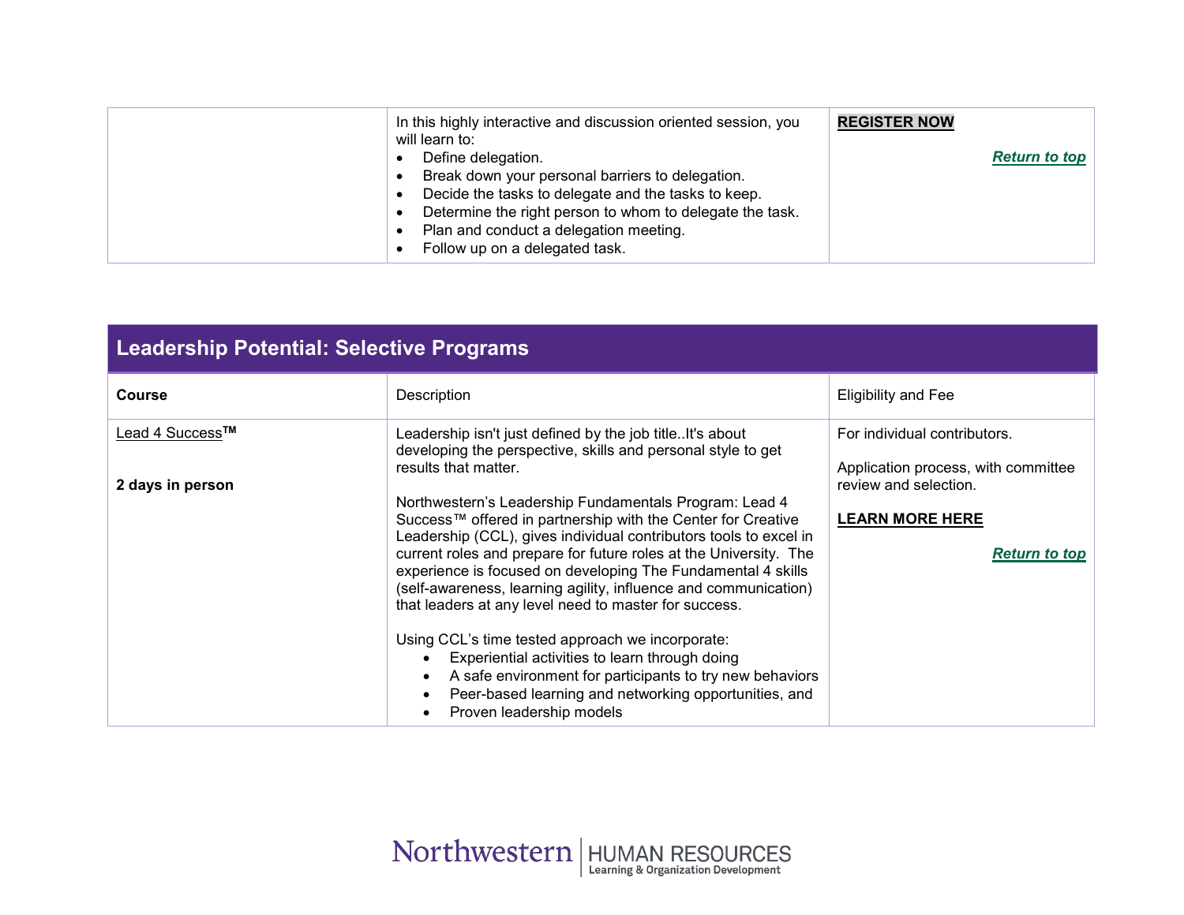| | | |
|---|---|---|
| | In this highly interactive and discussion oriented session, you will learn to:<br>• Define delegation.<br>• Break down your personal barriers to delegation.<br>• Decide the tasks to delegate and the tasks to keep.<br>• Determine the right person to whom to delegate the task.<br>• Plan and conduct a delegation meeting.<br>• Follow up on a delegated task. | **REGISTER NOW**<br><br>***Return to top*** |

## Leadership Potential: Selective Programs

| **Course** | Description | Eligibility and Fee |
|---|---|---|
| Lead 4 Success™<br><br>**2 days in person** | Leadership isn't just defined by the job title..It's about developing the perspective, skills and personal style to get results that matter.<br><br>Northwestern's Leadership Fundamentals Program: Lead 4 Success™ offered in partnership with the Center for Creative Leadership (CCL), gives individual contributors tools to excel in current roles and prepare for future roles at the University. The experience is focused on developing The Fundamental 4 skills (self-awareness, learning agility, influence and communication) that leaders at any level need to master for success.<br><br>Using CCL's time tested approach we incorporate:<br>• Experiential activities to learn through doing<br>• A safe environment for participants to try new behaviors<br>• Peer-based learning and networking opportunities, and<br>• Proven leadership models | For individual contributors.<br><br>Application process, with committee review and selection.<br><br>**LEARN MORE HERE**<br><br>***Return to top*** |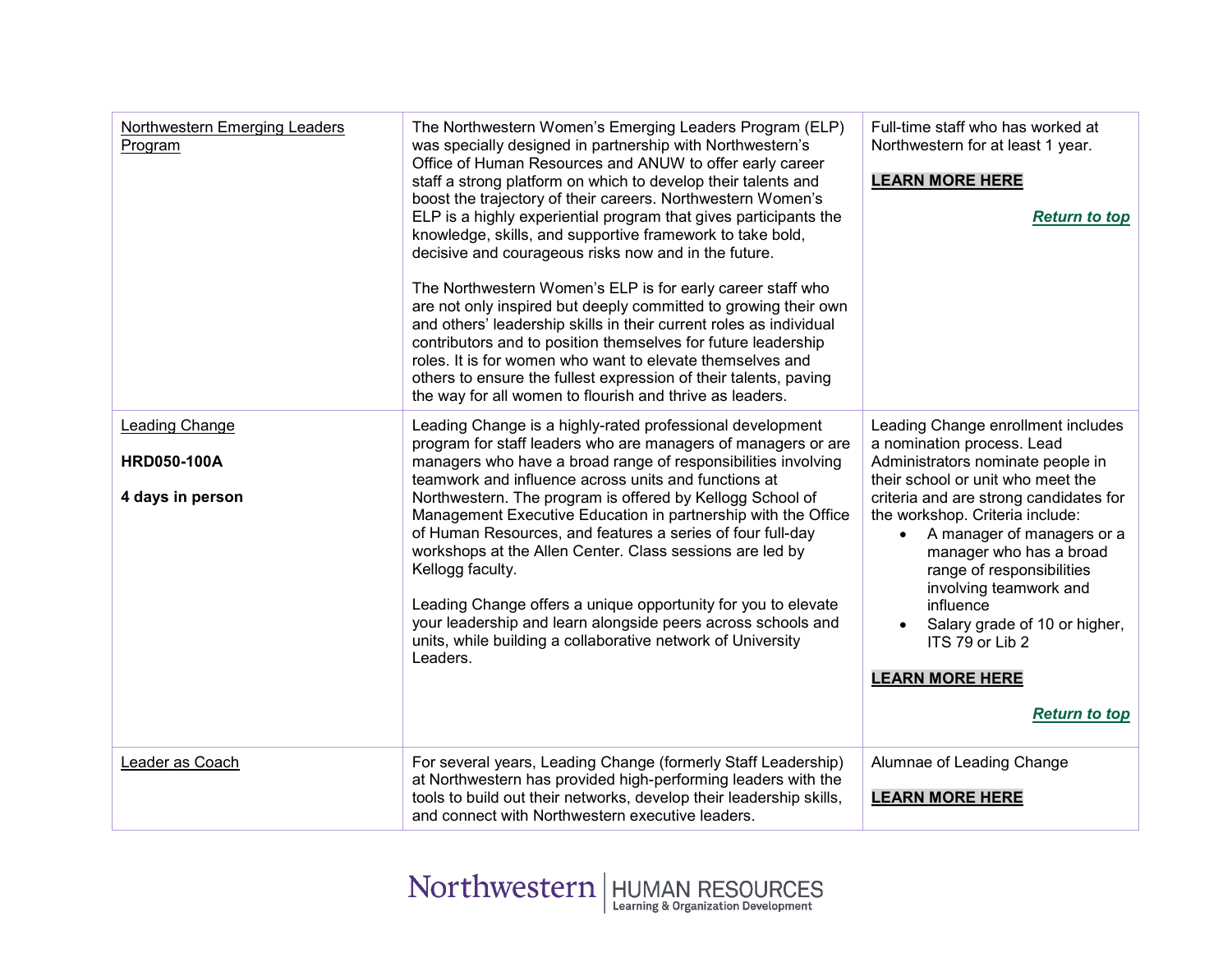| | | |
|---|---|---|
| Northwestern Emerging Leaders Program | The Northwestern Women's Emerging Leaders Program (ELP) was specially designed in partnership with Northwestern's Office of Human Resources and ANUW to offer early career staff a strong platform on which to develop their talents and boost the trajectory of their careers. Northwestern Women's ELP is a highly experiential program that gives participants the knowledge, skills, and supportive framework to take bold, decisive and courageous risks now and in the future.<br><br>The Northwestern Women's ELP is for early career staff who are not only inspired but deeply committed to growing their own and others' leadership skills in their current roles as individual contributors and to position themselves for future leadership roles. It is for women who want to elevate themselves and others to ensure the fullest expression of their talents, paving the way for all women to flourish and thrive as leaders. | Full-time staff who has worked at Northwestern for at least 1 year.<br><br>**LEARN MORE HERE**<br><br>***Return to top*** |
| Leading Change<br><br>**HRD050-100A**<br><br>**4 days in person** | Leading Change is a highly-rated professional development program for staff leaders who are managers of managers or are managers who have a broad range of responsibilities involving teamwork and influence across units and functions at Northwestern. The program is offered by Kellogg School of Management Executive Education in partnership with the Office of Human Resources, and features a series of four full-day workshops at the Allen Center. Class sessions are led by Kellogg faculty.<br><br>Leading Change offers a unique opportunity for you to elevate your leadership and learn alongside peers across schools and units, while building a collaborative network of University Leaders. | Leading Change enrollment includes a nomination process. Lead Administrators nominate people in their school or unit who meet the criteria and are strong candidates for the workshop. Criteria include:<br>• A manager of managers or a manager who has a broad range of responsibilities involving teamwork and influence<br>• Salary grade of 10 or higher, ITS 79 or Lib 2<br><br>**LEARN MORE HERE**<br><br>***Return to top*** |
| Leader as Coach | For several years, Leading Change (formerly Staff Leadership) at Northwestern has provided high-performing leaders with the tools to build out their networks, develop their leadership skills, and connect with Northwestern executive leaders. | Alumnae of Leading Change<br><br>**LEARN MORE HERE** |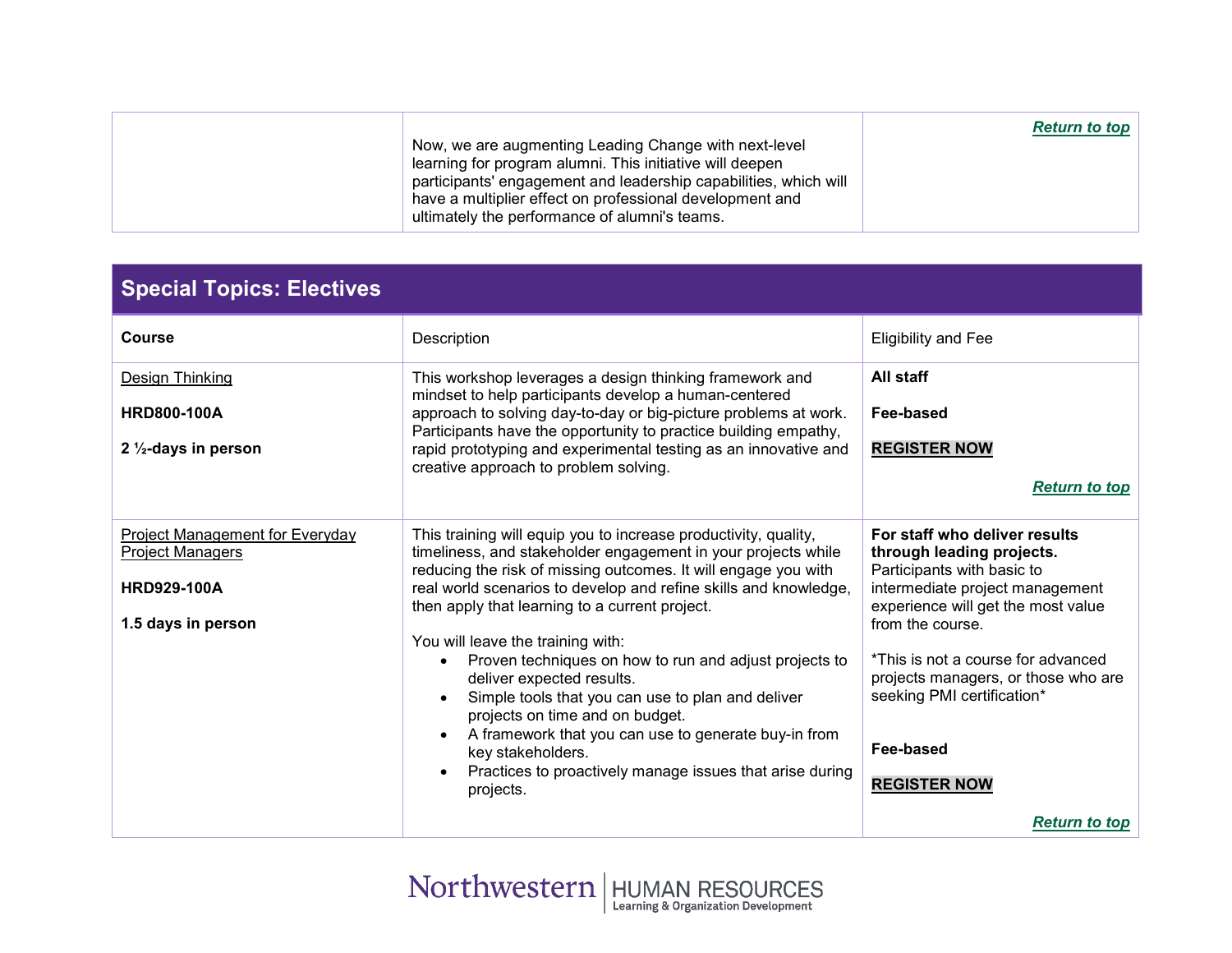| | | |
|---|---|---|
| | Now, we are augmenting Leading Change with next-level learning for program alumni. This initiative will deepen participants' engagement and leadership capabilities, which will have a multiplier effect on professional development and ultimately the performance of alumni's teams. | ***Return to top*** |

## Special Topics: Electives

| **Course** | Description | Eligibility and Fee |
|---|---|---|
| Design Thinking<br><br>**HRD800-100A**<br><br>**2 ½-days in person** | This workshop leverages a design thinking framework and mindset to help participants develop a human-centered approach to solving day-to-day or big-picture problems at work. Participants have the opportunity to practice building empathy, rapid prototyping and experimental testing as an innovative and creative approach to problem solving. | **All staff**<br><br>**Fee-based**<br><br>**REGISTER NOW**<br><br>***Return to top*** |
| Project Management for Everyday Project Managers<br><br>**HRD929-100A**<br><br>**1.5 days in person** | This training will equip you to increase productivity, quality, timeliness, and stakeholder engagement in your projects while reducing the risk of missing outcomes. It will engage you with real world scenarios to develop and refine skills and knowledge, then apply that learning to a current project.<br><br>You will leave the training with:<br>• Proven techniques on how to run and adjust projects to deliver expected results.<br>• Simple tools that you can use to plan and deliver projects on time and on budget.<br>• A framework that you can use to generate buy-in from key stakeholders.<br>• Practices to proactively manage issues that arise during projects. | **For staff who deliver results through leading projects.** Participants with basic to intermediate project management experience will get the most value from the course.<br><br>*This is not a course for advanced projects managers, or those who are seeking PMI certification*<br><br>**Fee-based**<br><br>**REGISTER NOW**<br><br>***Return to top*** |

Northwestern | HUMAN RESOURCES
Learning & Organization Development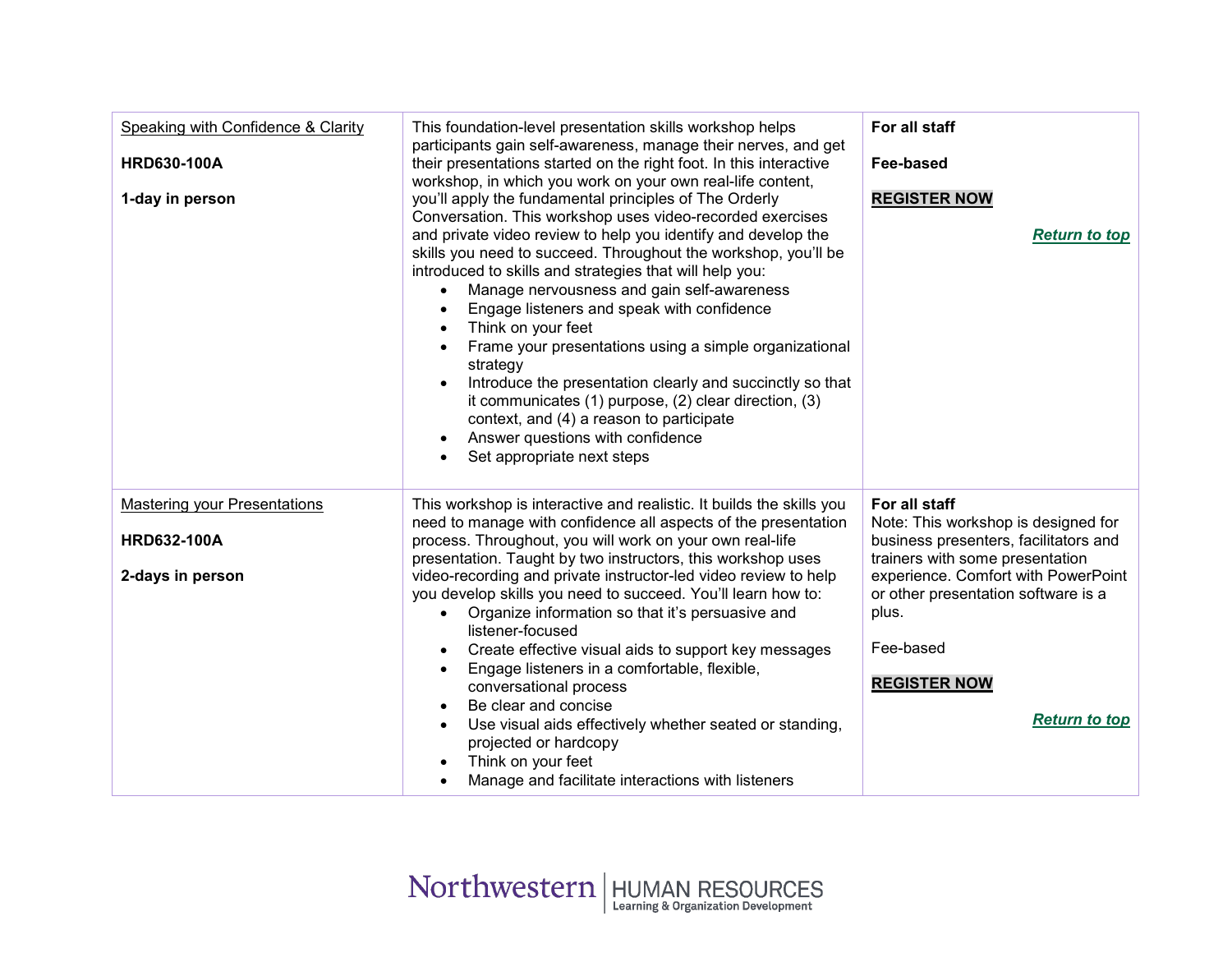| | | |
|---|---|---|
| Speaking with Confidence & Clarity<br><br>**HRD630-100A**<br><br>**1-day in person** | This foundation-level presentation skills workshop helps participants gain self-awareness, manage their nerves, and get their presentations started on the right foot. In this interactive workshop, in which you work on your own real-life content, you'll apply the fundamental principles of The Orderly Conversation. This workshop uses video-recorded exercises and private video review to help you identify and develop the skills you need to succeed. Throughout the workshop, you'll be introduced to skills and strategies that will help you:<br>• Manage nervousness and gain self-awareness<br>• Engage listeners and speak with confidence<br>• Think on your feet<br>• Frame your presentations using a simple organizational strategy<br>• Introduce the presentation clearly and succinctly so that it communicates (1) purpose, (2) clear direction, (3) context, and (4) a reason to participate<br>• Answer questions with confidence<br>• Set appropriate next steps | **For all staff**<br><br>**Fee-based**<br><br>**REGISTER NOW**<br><br>***Return to top*** |
| Mastering your Presentations<br><br>**HRD632-100A**<br><br>**2-days in person** | This workshop is interactive and realistic. It builds the skills you need to manage with confidence all aspects of the presentation process. Throughout, you will work on your own real-life presentation. Taught by two instructors, this workshop uses video-recording and private instructor-led video review to help you develop skills you need to succeed. You'll learn how to:<br>• Organize information so that it's persuasive and listener-focused<br>• Create effective visual aids to support key messages<br>• Engage listeners in a comfortable, flexible, conversational process<br>• Be clear and concise<br>• Use visual aids effectively whether seated or standing, projected or hardcopy<br>• Think on your feet<br>• Manage and facilitate interactions with listeners | **For all staff**<br>Note: This workshop is designed for business presenters, facilitators and trainers with some presentation experience. Comfort with PowerPoint or other presentation software is a plus.<br><br>Fee-based<br><br>**REGISTER NOW**<br><br>***Return to top*** |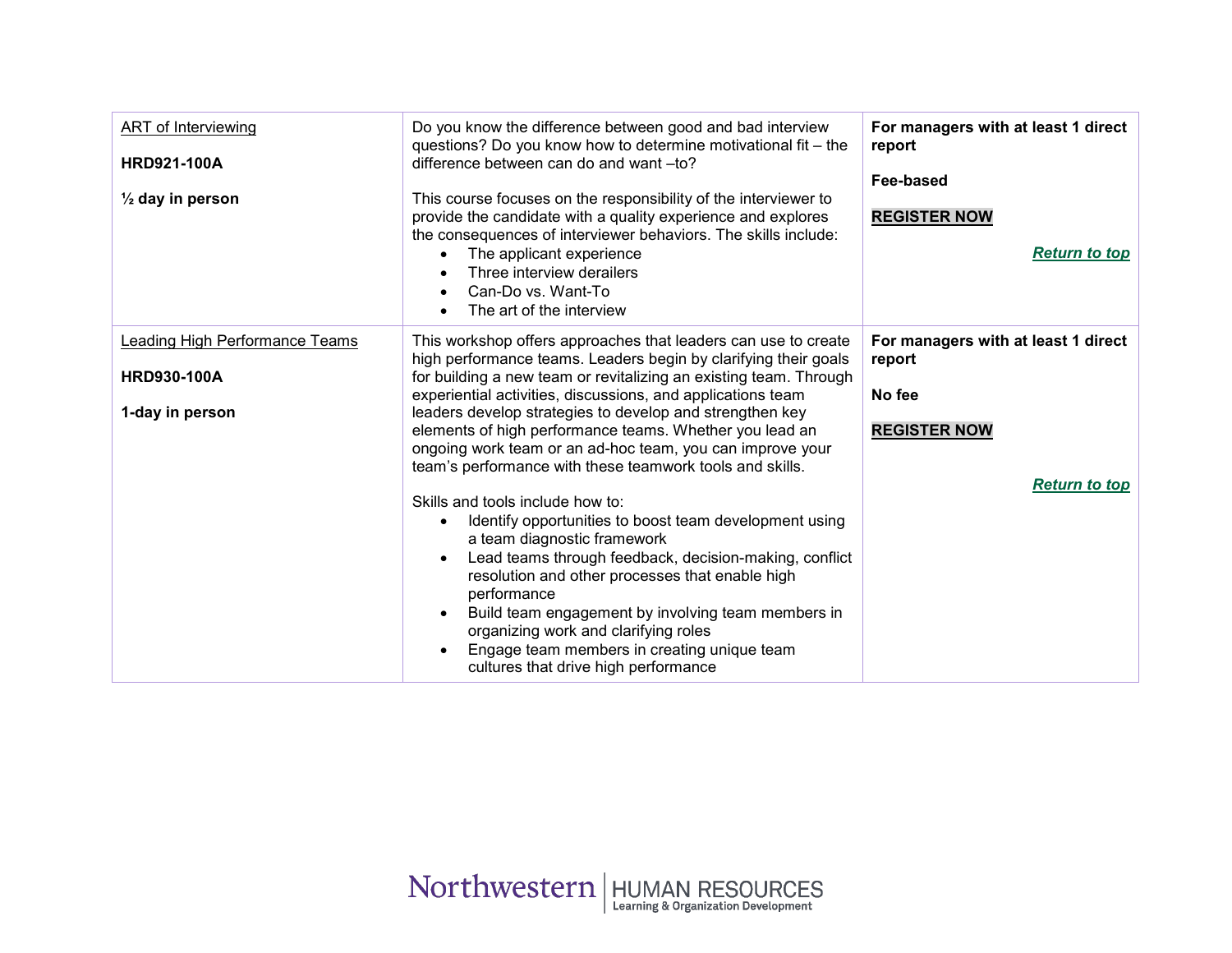| | | |
|---|---|---|
| ART of Interviewing<br><br>**HRD921-100A**<br><br>**½ day in person** | Do you know the difference between good and bad interview questions? Do you know how to determine motivational fit – the difference between can do and want –to?<br><br>This course focuses on the responsibility of the interviewer to provide the candidate with a quality experience and explores the consequences of interviewer behaviors. The skills include:<br>• The applicant experience<br>• Three interview derailers<br>• Can-Do vs. Want-To<br>• The art of the interview | **For managers with at least 1 direct report**<br><br>**Fee-based**<br><br>**REGISTER NOW**<br><br>***Return to top*** |
| Leading High Performance Teams<br><br>**HRD930-100A**<br><br>**1-day in person** | This workshop offers approaches that leaders can use to create high performance teams. Leaders begin by clarifying their goals for building a new team or revitalizing an existing team. Through experiential activities, discussions, and applications team leaders develop strategies to develop and strengthen key elements of high performance teams. Whether you lead an ongoing work team or an ad-hoc team, you can improve your team's performance with these teamwork tools and skills.<br><br>Skills and tools include how to:<br>• Identify opportunities to boost team development using a team diagnostic framework<br>• Lead teams through feedback, decision-making, conflict resolution and other processes that enable high performance<br>• Build team engagement by involving team members in organizing work and clarifying roles<br>• Engage team members in creating unique team cultures that drive high performance | **For managers with at least 1 direct report**<br><br>**No fee**<br><br>**REGISTER NOW**<br><br>***Return to top*** |